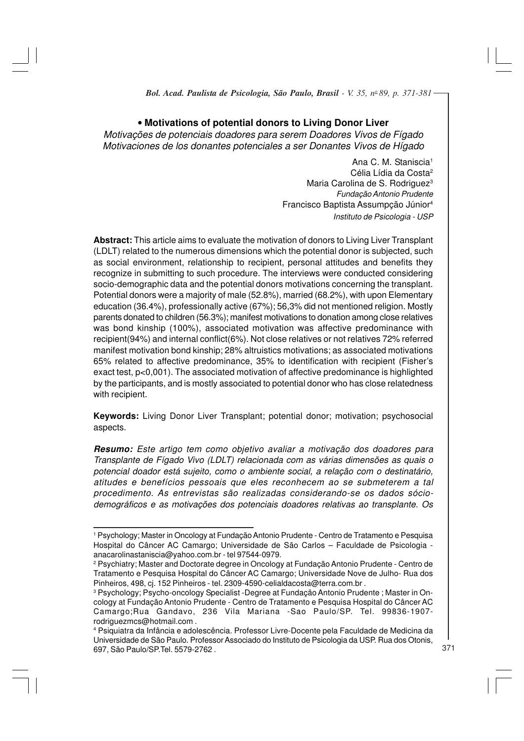# • Motivations of potential donors to Living Donor Liver

*Motivações de potenciais doadores para serem Doadores Vivos de Fígado*
*Motivaciones de los donantes potenciales a ser Donantes Vivos de Hígado*

Ana C. M. Staniscia[1]
Célia Lídia da Costa[2]
Maria Carolina de S. Rodriguez[3]
*Fundação Antonio Prudente*
Francisco Baptista Assumpção Júnior[4]
*Instituto de Psicologia - USP*

**Abstract:** This article aims to evaluate the motivation of donors to Living Liver Transplant (LDLT) related to the numerous dimensions which the potential donor is subjected, such as social environment, relationship to recipient, personal attitudes and benefits they recognize in submitting to such procedure. The interviews were conducted considering socio-demographic data and the potential donors motivations concerning the transplant. Potential donors were a majority of male (52.8%), married (68.2%), with upon Elementary education (36.4%), professionally active (67%); 56,3% did not mentioned religion. Mostly parents donated to children (56.3%); manifest motivations to donation among close relatives was bond kinship (100%), associated motivation was affective predominance with recipient(94%) and internal conflict(6%). Not close relatives or not relatives 72% referred manifest motivation bond kinship; 28% altruistics motivations; as associated motivations 65% related to affective predominance, 35% to identification with recipient (Fisher's exact test, $p<0,001$). The associated motivation of affective predominance is highlighted by the participants, and is mostly associated to potential donor who has close relatedness with recipient.

**Keywords:** Living Donor Liver Transplant; potential donor; motivation; psychosocial aspects.

***Resumo:*** *Este artigo tem como objetivo avaliar a motivação dos doadores para Transplante de Fígado Vivo (LDLT) relacionada com as várias dimensões as quais o potencial doador está sujeito, como o ambiente social, a relação com o destinatário, atitudes e benefícios pessoais que eles reconhecem ao se submeterem a tal procedimento. As entrevistas são realizadas considerando-se os dados sócio-demográficos e as motivações dos potenciais doadores relativas ao transplante. Os*

---

[1] Psychology; Master in Oncology at Fundação Antonio Prudente - Centro de Tratamento e Pesquisa Hospital do Câncer AC Camargo; Universidade de São Carlos – Faculdade de Psicologia - anacarolinastaniscia@yahoo.com.br - tel 97544-0979.

[2] Psychiatry; Master and Doctorate degree in Oncology at Fundação Antonio Prudente - Centro de Tratamento e Pesquisa Hospital do Câncer AC Camargo; Universidade Nove de Julho- Rua dos Pinheiros, 498, cj. 152 Pinheiros - tel. 2309-4590-celialdacosta@terra.com.br .

[3] Psychology; Psycho-oncology Specialist -Degree at Fundação Antonio Prudente ; Master in Oncology at Fundação Antonio Prudente - Centro de Tratamento e Pesquisa Hospital do Câncer AC Camargo;Rua Gandavo, 236 Vila Mariana -Sao Paulo/SP. Tel. 99836-1907-rodriguezmcs@hotmail.com .

[4] Psiquiatra da Infância e adolescência. Professor Livre-Docente pela Faculdade de Medicina da Universidade de São Paulo. Professor Associado do Instituto de Psicologia da USP. Rua dos Otonis, 697, São Paulo/SP.Tel. 5579-2762 .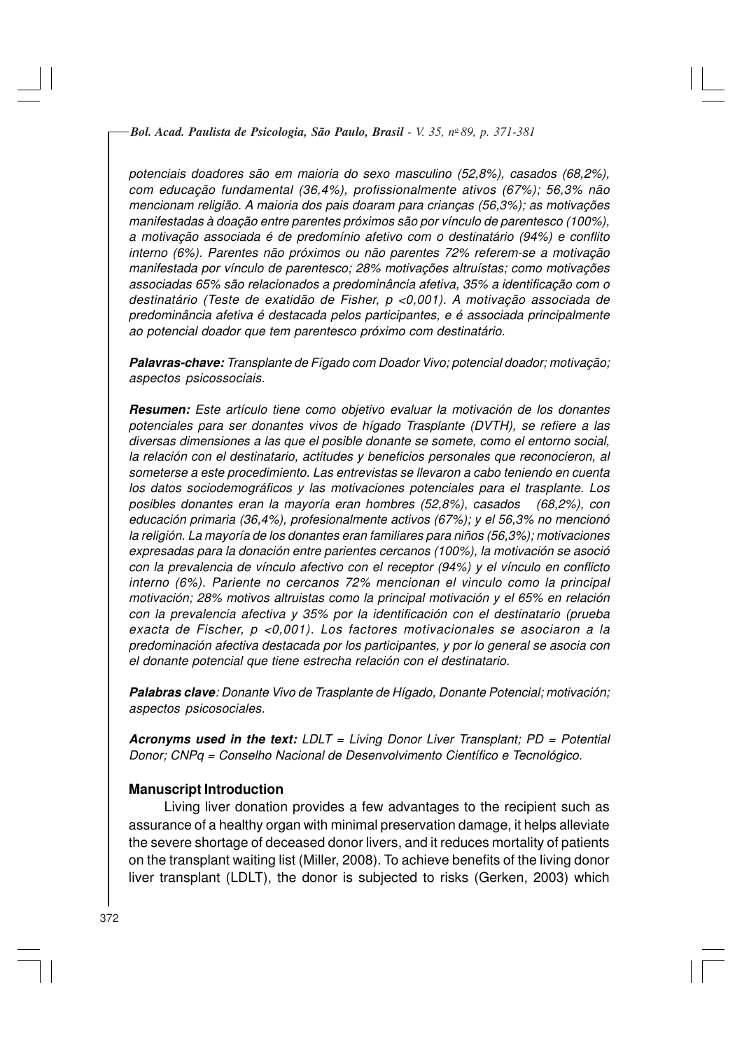*potenciais doadores são em maioria do sexo masculino (52,8%), casados (68,2%), com educação fundamental (36,4%), profissionalmente ativos (67%); 56,3% não mencionam religião. A maioria dos pais doaram para crianças (56,3%); as motivações manifestadas à doação entre parentes próximos são por vínculo de parentesco (100%), a motivação associada é de predomínio afetivo com o destinatário (94%) e conflito interno (6%). Parentes não próximos ou não parentes 72% referem-se a motivação manifestada por vínculo de parentesco; 28% motivações altruístas; como motivações associadas 65% são relacionados a predominância afetiva, 35% a identificação com o destinatário (Teste de exatidão de Fisher, p <0,001). A motivação associada de predominância afetiva é destacada pelos participantes, e é associada principalmente ao potencial doador que tem parentesco próximo com destinatário.*

***Palavras-chave:*** *Transplante de Fígado com Doador Vivo; potencial doador; motivação; aspectos psicossociais.*

***Resumen:*** *Este artículo tiene como objetivo evaluar la motivación de los donantes potenciales para ser donantes vivos de hígado Trasplante (DVTH), se refiere a las diversas dimensiones a las que el posible donante se somete, como el entorno social, la relación con el destinatario, actitudes y beneficios personales que reconocieron, al someterse a este procedimiento. Las entrevistas se llevaron a cabo teniendo en cuenta los datos sociodemográficos y las motivaciones potenciales para el trasplante. Los posibles donantes eran la mayoría eran hombres (52,8%), casados (68,2%), con educación primaria (36,4%), profesionalmente activos (67%); y el 56,3% no mencionó la religión. La mayoría de los donantes eran familiares para niños (56,3%); motivaciones expresadas para la donación entre parientes cercanos (100%), la motivación se asoció con la prevalencia de vínculo afectivo con el receptor (94%) y el vínculo en conflicto interno (6%). Pariente no cercanos 72% mencionan el vinculo como la principal motivación; 28% motivos altruistas como la principal motivación y el 65% en relación con la prevalencia afectiva y 35% por la identificación con el destinatario (prueba exacta de Fischer, p <0,001). Los factores motivacionales se asociaron a la predominación afectiva destacada por los participantes, y por lo general se asocia con el donante potencial que tiene estrecha relación con el destinatario.*

***Palabras clave****: Donante Vivo de Trasplante de Hígado, Donante Potencial; motivación; aspectos psicosociales.*

***Acronyms used in the text:*** *LDLT = Living Donor Liver Transplant; PD = Potential Donor; CNPq = Conselho Nacional de Desenvolvimento Científico e Tecnológico.*

## Manuscript Introduction

Living liver donation provides a few advantages to the recipient such as assurance of a healthy organ with minimal preservation damage, it helps alleviate the severe shortage of deceased donor livers, and it reduces mortality of patients on the transplant waiting list (Miller, 2008). To achieve benefits of the living donor liver transplant (LDLT), the donor is subjected to risks (Gerken, 2003) which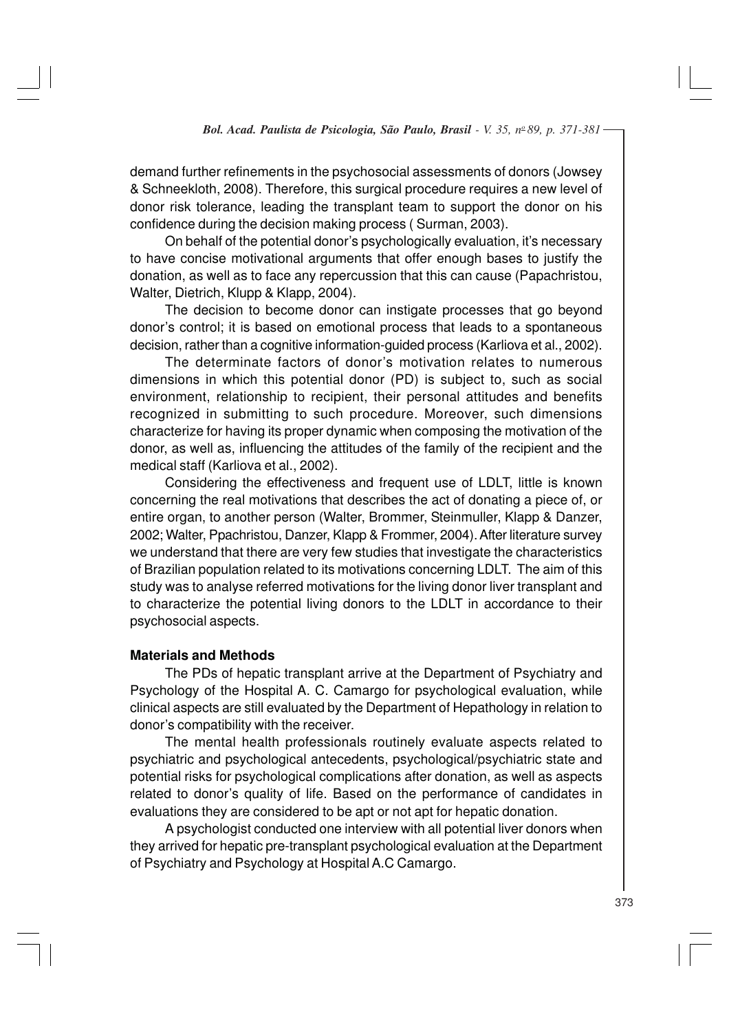demand further refinements in the psychosocial assessments of donors (Jowsey & Schneekloth, 2008). Therefore, this surgical procedure requires a new level of donor risk tolerance, leading the transplant team to support the donor on his confidence during the decision making process ( Surman, 2003).

On behalf of the potential donor's psychologically evaluation, it's necessary to have concise motivational arguments that offer enough bases to justify the donation, as well as to face any repercussion that this can cause (Papachristou, Walter, Dietrich, Klupp & Klapp, 2004).

The decision to become donor can instigate processes that go beyond donor's control; it is based on emotional process that leads to a spontaneous decision, rather than a cognitive information-guided process (Karliova et al., 2002).

The determinate factors of donor's motivation relates to numerous dimensions in which this potential donor (PD) is subject to, such as social environment, relationship to recipient, their personal attitudes and benefits recognized in submitting to such procedure. Moreover, such dimensions characterize for having its proper dynamic when composing the motivation of the donor, as well as, influencing the attitudes of the family of the recipient and the medical staff (Karliova et al., 2002).

Considering the effectiveness and frequent use of LDLT, little is known concerning the real motivations that describes the act of donating a piece of, or entire organ, to another person (Walter, Brommer, Steinmuller, Klapp & Danzer, 2002; Walter, Ppachristou, Danzer, Klapp & Frommer, 2004). After literature survey we understand that there are very few studies that investigate the characteristics of Brazilian population related to its motivations concerning LDLT. The aim of this study was to analyse referred motivations for the living donor liver transplant and to characterize the potential living donors to the LDLT in accordance to their psychosocial aspects.

## Materials and Methods

The PDs of hepatic transplant arrive at the Department of Psychiatry and Psychology of the Hospital A. C. Camargo for psychological evaluation, while clinical aspects are still evaluated by the Department of Hepathology in relation to donor's compatibility with the receiver.

The mental health professionals routinely evaluate aspects related to psychiatric and psychological antecedents, psychological/psychiatric state and potential risks for psychological complications after donation, as well as aspects related to donor's quality of life. Based on the performance of candidates in evaluations they are considered to be apt or not apt for hepatic donation.

A psychologist conducted one interview with all potential liver donors when they arrived for hepatic pre-transplant psychological evaluation at the Department of Psychiatry and Psychology at Hospital A.C Camargo.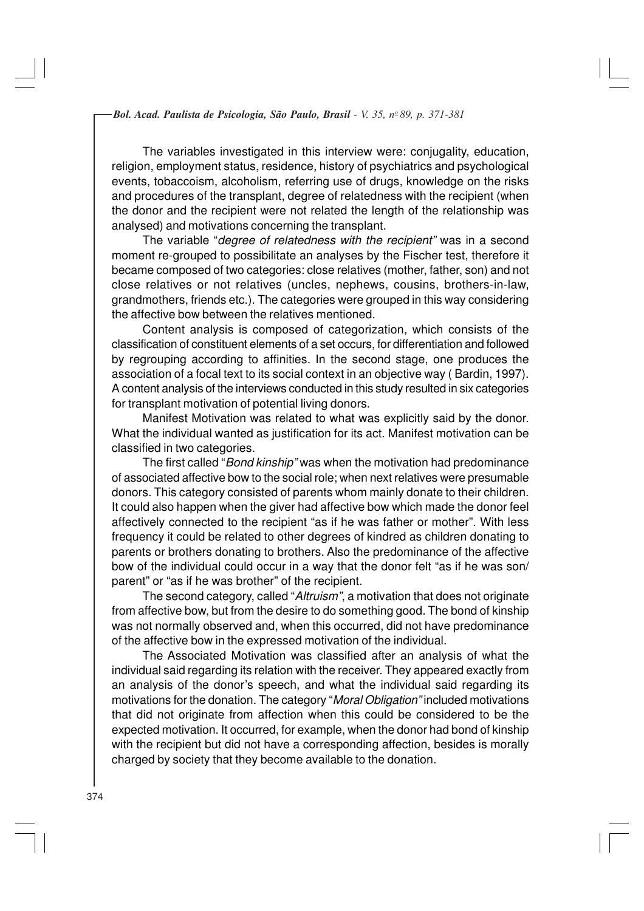The variables investigated in this interview were: conjugality, education, religion, employment status, residence, history of psychiatrics and psychological events, tobaccoism, alcoholism, referring use of drugs, knowledge on the risks and procedures of the transplant, degree of relatedness with the recipient (when the donor and the recipient were not related the length of the relationship was analysed) and motivations concerning the transplant.

The variable "*degree of relatedness with the recipient"* was in a second moment re-grouped to possibilitate an analyses by the Fischer test, therefore it became composed of two categories: close relatives (mother, father, son) and not close relatives or not relatives (uncles, nephews, cousins, brothers-in-law, grandmothers, friends etc.). The categories were grouped in this way considering the affective bow between the relatives mentioned.

Content analysis is composed of categorization, which consists of the classification of constituent elements of a set occurs, for differentiation and followed by regrouping according to affinities. In the second stage, one produces the association of a focal text to its social context in an objective way ( Bardin, 1997). A content analysis of the interviews conducted in this study resulted in six categories for transplant motivation of potential living donors.

Manifest Motivation was related to what was explicitly said by the donor. What the individual wanted as justification for its act. Manifest motivation can be classified in two categories.

The first called "*Bond kinship"* was when the motivation had predominance of associated affective bow to the social role; when next relatives were presumable donors. This category consisted of parents whom mainly donate to their children. It could also happen when the giver had affective bow which made the donor feel affectively connected to the recipient "as if he was father or mother". With less frequency it could be related to other degrees of kindred as children donating to parents or brothers donating to brothers. Also the predominance of the affective bow of the individual could occur in a way that the donor felt "as if he was son/ parent" or "as if he was brother" of the recipient.

The second category, called "*Altruism"*, a motivation that does not originate from affective bow, but from the desire to do something good. The bond of kinship was not normally observed and, when this occurred, did not have predominance of the affective bow in the expressed motivation of the individual.

The Associated Motivation was classified after an analysis of what the individual said regarding its relation with the receiver. They appeared exactly from an analysis of the donor's speech, and what the individual said regarding its motivations for the donation. The category "*Moral Obligation"* included motivations that did not originate from affection when this could be considered to be the expected motivation. It occurred, for example, when the donor had bond of kinship with the recipient but did not have a corresponding affection, besides is morally charged by society that they become available to the donation.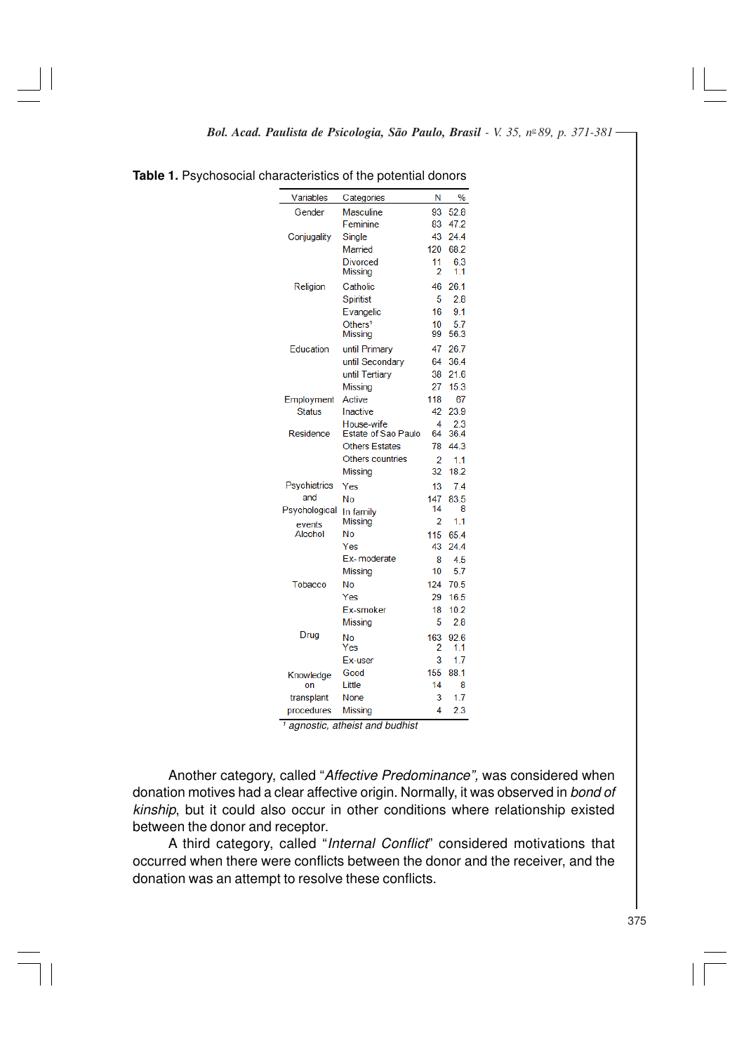**Table 1.** Psychosocial characteristics of the potential donors

| Variables | Categories | N | % |
|---|---|---|---|
| Gender | Masculine | 93 | 52.8 |
| | Feminine | 83 | 47.2 |
| Conjugality | Single | 43 | 24.4 |
| | Married | 120 | 68.2 |
| | Divorced | 11 | 6.3 |
| | Missing | 2 | 1.1 |
| Religion | Catholic | 46 | 26.1 |
| | Spiritist | 5 | 2.8 |
| | Evangelic | 16 | 9.1 |
| | Others[1] | 10 | 5.7 |
| | Missing | 99 | 56.3 |
| Education | until Primary | 47 | 26.7 |
| | until Secondary | 64 | 36.4 |
| | until Tertiary | 38 | 21.6 |
| | Missing | 27 | 15.3 |
| Employment Status | Active | 118 | 67 |
| | Inactive | 42 | 23.9 |
| | House-wife | 4 | 2.3 |
| Residence | Estate of Sao Paulo | 64 | 36.4 |
| | Others Estates | 78 | 44.3 |
| | Others countries | 2 | 1.1 |
| | Missing | 32 | 18.2 |
| Psychiatrics and Psychological events | Yes | 13 | 7.4 |
| | No | 147 | 83.5 |
| | In family | 14 | 8 |
| | Missing | 2 | 1.1 |
| Alcohol | No | 115 | 65.4 |
| | Yes | 43 | 24.4 |
| | Ex- moderate | 8 | 4.5 |
| | Missing | 10 | 5.7 |
| Tobacco | No | 124 | 70.5 |
| | Yes | 29 | 16.5 |
| | Ex-smoker | 18 | 10.2 |
| | Missing | 5 | 2.8 |
| Drug | No | 163 | 92.6 |
| | Yes | 2 | 1.1 |
| | Ex-user | 3 | 1.7 |
| Knowledge on transplant procedures | Good | 155 | 88.1 |
| | Little | 14 | 8 |
| | None | 3 | 1.7 |
| | Missing | 4 | 2.3 |

[1] *agnostic, atheist and budhist*

Another category, called "*Affective Predominance",* was considered when donation motives had a clear affective origin. Normally, it was observed in *bond of kinship*, but it could also occur in other conditions where relationship existed between the donor and receptor.

A third category, called "*Internal Conflict*" considered motivations that occurred when there were conflicts between the donor and the receiver, and the donation was an attempt to resolve these conflicts.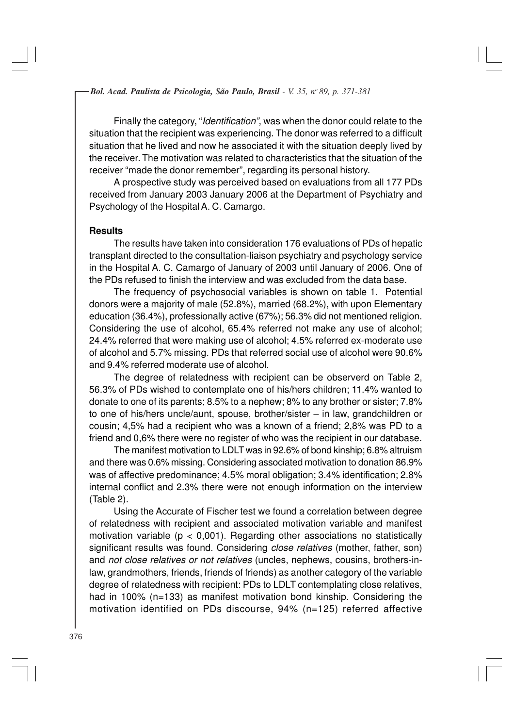Finally the category, "*Identification"*, was when the donor could relate to the situation that the recipient was experiencing. The donor was referred to a difficult situation that he lived and now he associated it with the situation deeply lived by the receiver. The motivation was related to characteristics that the situation of the receiver "made the donor remember", regarding its personal history.

A prospective study was perceived based on evaluations from all 177 PDs received from January 2003 January 2006 at the Department of Psychiatry and Psychology of the Hospital A. C. Camargo.

## Results

The results have taken into consideration 176 evaluations of PDs of hepatic transplant directed to the consultation-liaison psychiatry and psychology service in the Hospital A. C. Camargo of January of 2003 until January of 2006. One of the PDs refused to finish the interview and was excluded from the data base.

The frequency of psychosocial variables is shown on table 1. Potential donors were a majority of male (52.8%), married (68.2%), with upon Elementary education (36.4%), professionally active (67%); 56.3% did not mentioned religion. Considering the use of alcohol, 65.4% referred not make any use of alcohol; 24.4% referred that were making use of alcohol; 4.5% referred ex-moderate use of alcohol and 5.7% missing. PDs that referred social use of alcohol were 90.6% and 9.4% referred moderate use of alcohol.

The degree of relatedness with recipient can be observerd on Table 2, 56.3% of PDs wished to contemplate one of his/hers children; 11.4% wanted to donate to one of its parents; 8.5% to a nephew; 8% to any brother or sister; 7.8% to one of his/hers uncle/aunt, spouse, brother/sister – in law, grandchildren or cousin; 4,5% had a recipient who was a known of a friend; 2,8% was PD to a friend and 0,6% there were no register of who was the recipient in our database.

The manifest motivation to LDLT was in 92.6% of bond kinship; 6.8% altruism and there was 0.6% missing. Considering associated motivation to donation 86.9% was of affective predominance; 4.5% moral obligation; 3.4% identification; 2.8% internal conflict and 2.3% there were not enough information on the interview (Table 2).

Using the Accurate of Fischer test we found a correlation between degree of relatedness with recipient and associated motivation variable and manifest motivation variable ($p < 0,001$). Regarding other associations no statistically significant results was found. Considering *close relatives* (mother, father, son) and *not close relatives or not relatives* (uncles, nephews, cousins, brothers-in-law, grandmothers, friends, friends of friends) as another category of the variable degree of relatedness with recipient: PDs to LDLT contemplating close relatives, had in 100% (n=133) as manifest motivation bond kinship. Considering the motivation identified on PDs discourse, 94% (n=125) referred affective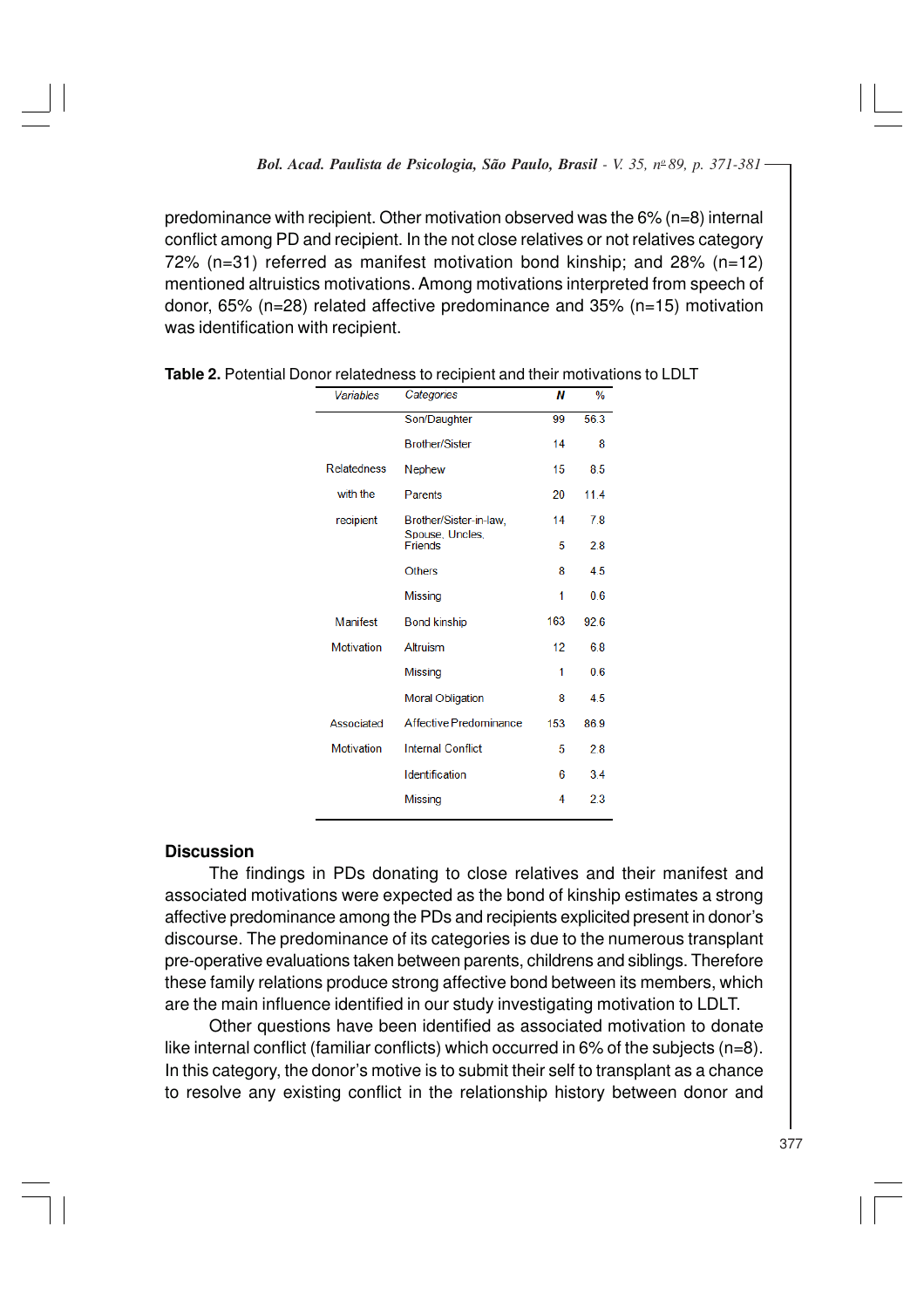predominance with recipient. Other motivation observed was the 6% (n=8) internal conflict among PD and recipient. In the not close relatives or not relatives category 72% (n=31) referred as manifest motivation bond kinship; and 28% (n=12) mentioned altruistics motivations. Among motivations interpreted from speech of donor, 65% (n=28) related affective predominance and 35% (n=15) motivation was identification with recipient.

**Table 2.** Potential Donor relatedness to recipient and their motivations to LDLT

| *Variables* | *Categories* | *N* | *%* |
|---|---|---|---|
| Relatedness with the recipient | Son/Daughter | 99 | 56.3 |
| | Brother/Sister | 14 | 8 |
| | Nephew | 15 | 8.5 |
| | Parents | 20 | 11.4 |
| | Brother/Sister-in-law, | 14 | 7.8 |
| | Spouse, Uncles, Friends | 5 | 2.8 |
| | Others | 8 | 4.5 |
| | Missing | 1 | 0.6 |
| Manifest Motivation | Bond kinship | 163 | 92.6 |
| | Altruism | 12 | 6.8 |
| | Missing | 1 | 0.6 |
| Associated Motivation | Moral Obligation | 8 | 4.5 |
| | Affective Predominance | 153 | 86.9 |
| | Internal Conflict | 5 | 2.8 |
| | Identification | 6 | 3.4 |
| | Missing | 4 | 2.3 |

## Discussion

The findings in PDs donating to close relatives and their manifest and associated motivations were expected as the bond of kinship estimates a strong affective predominance among the PDs and recipients explicited present in donor's discourse. The predominance of its categories is due to the numerous transplant pre-operative evaluations taken between parents, childrens and siblings. Therefore these family relations produce strong affective bond between its members, which are the main influence identified in our study investigating motivation to LDLT.

Other questions have been identified as associated motivation to donate like internal conflict (familiar conflicts) which occurred in 6% of the subjects (n=8). In this category, the donor's motive is to submit their self to transplant as a chance to resolve any existing conflict in the relationship history between donor and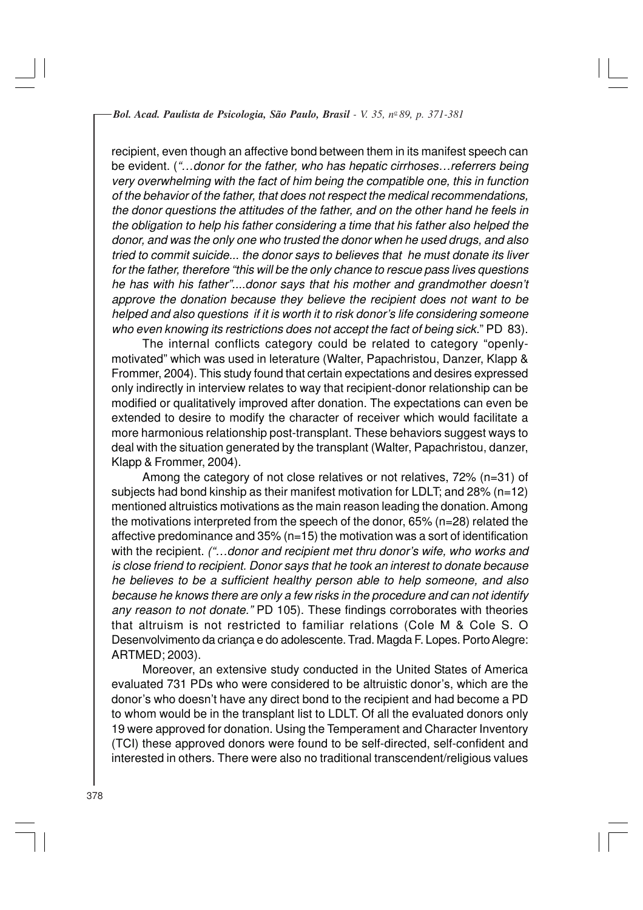recipient, even though an affective bond between them in its manifest speech can be evident. (*"…donor for the father, who has hepatic cirrhoses…referrers being very overwhelming with the fact of him being the compatible one, this in function of the behavior of the father, that does not respect the medical recommendations, the donor questions the attitudes of the father, and on the other hand he feels in the obligation to help his father considering a time that his father also helped the donor, and was the only one who trusted the donor when he used drugs, and also tried to commit suicide... the donor says to believes that he must donate its liver for the father, therefore "this will be the only chance to rescue pass lives questions he has with his father"....donor says that his mother and grandmother doesn't approve the donation because they believe the recipient does not want to be helped and also questions if it is worth it to risk donor's life considering someone who even knowing its restrictions does not accept the fact of being sick.*" PD 83).

The internal conflicts category could be related to category "openly-motivated" which was used in leterature (Walter, Papachristou, Danzer, Klapp & Frommer, 2004). This study found that certain expectations and desires expressed only indirectly in interview relates to way that recipient-donor relationship can be modified or qualitatively improved after donation. The expectations can even be extended to desire to modify the character of receiver which would facilitate a more harmonious relationship post-transplant. These behaviors suggest ways to deal with the situation generated by the transplant (Walter, Papachristou, danzer, Klapp & Frommer, 2004).

Among the category of not close relatives or not relatives, 72% (n=31) of subjects had bond kinship as their manifest motivation for LDLT; and 28% (n=12) mentioned altruistics motivations as the main reason leading the donation. Among the motivations interpreted from the speech of the donor, 65% (n=28) related the affective predominance and 35% (n=15) the motivation was a sort of identification with the recipient. *("…donor and recipient met thru donor's wife, who works and is close friend to recipient. Donor says that he took an interest to donate because he believes to be a sufficient healthy person able to help someone, and also because he knows there are only a few risks in the procedure and can not identify any reason to not donate."* PD 105). These findings corroborates with theories that altruism is not restricted to familiar relations (Cole M & Cole S. O Desenvolvimento da criança e do adolescente. Trad. Magda F. Lopes. Porto Alegre: ARTMED; 2003).

Moreover, an extensive study conducted in the United States of America evaluated 731 PDs who were considered to be altruistic donor's, which are the donor's who doesn't have any direct bond to the recipient and had become a PD to whom would be in the transplant list to LDLT. Of all the evaluated donors only 19 were approved for donation. Using the Temperament and Character Inventory (TCI) these approved donors were found to be self-directed, self-confident and interested in others. There were also no traditional transcendent/religious values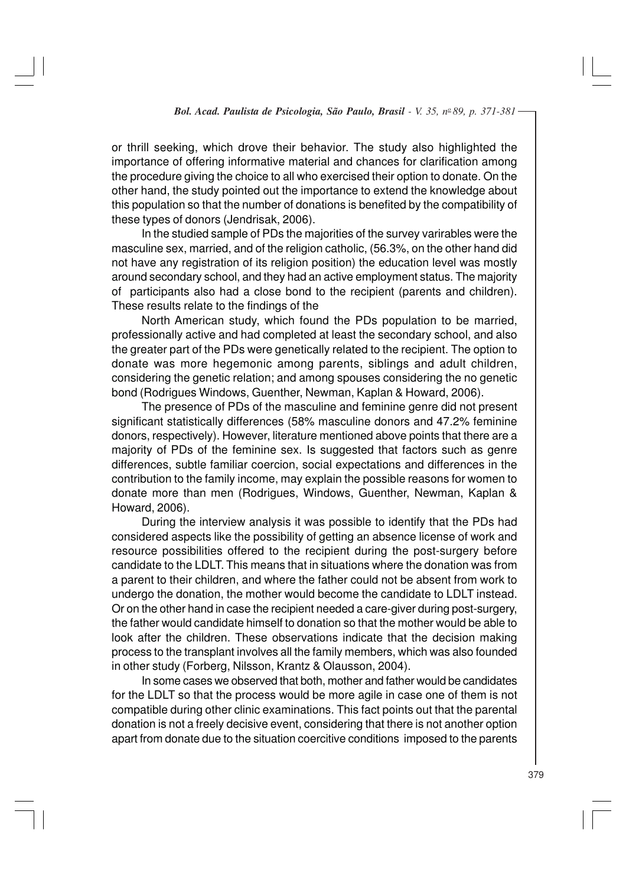or thrill seeking, which drove their behavior. The study also highlighted the importance of offering informative material and chances for clarification among the procedure giving the choice to all who exercised their option to donate. On the other hand, the study pointed out the importance to extend the knowledge about this population so that the number of donations is benefited by the compatibility of these types of donors (Jendrisak, 2006).

In the studied sample of PDs the majorities of the survey varirables were the masculine sex, married, and of the religion catholic, (56.3%, on the other hand did not have any registration of its religion position) the education level was mostly around secondary school, and they had an active employment status. The majority of participants also had a close bond to the recipient (parents and children). These results relate to the findings of the

North American study, which found the PDs population to be married, professionally active and had completed at least the secondary school, and also the greater part of the PDs were genetically related to the recipient. The option to donate was more hegemonic among parents, siblings and adult children, considering the genetic relation; and among spouses considering the no genetic bond (Rodrigues Windows, Guenther, Newman, Kaplan & Howard, 2006).

The presence of PDs of the masculine and feminine genre did not present significant statistically differences (58% masculine donors and 47.2% feminine donors, respectively). However, literature mentioned above points that there are a majority of PDs of the feminine sex. Is suggested that factors such as genre differences, subtle familiar coercion, social expectations and differences in the contribution to the family income, may explain the possible reasons for women to donate more than men (Rodrigues, Windows, Guenther, Newman, Kaplan & Howard, 2006).

During the interview analysis it was possible to identify that the PDs had considered aspects like the possibility of getting an absence license of work and resource possibilities offered to the recipient during the post-surgery before candidate to the LDLT. This means that in situations where the donation was from a parent to their children, and where the father could not be absent from work to undergo the donation, the mother would become the candidate to LDLT instead. Or on the other hand in case the recipient needed a care-giver during post-surgery, the father would candidate himself to donation so that the mother would be able to look after the children. These observations indicate that the decision making process to the transplant involves all the family members, which was also founded in other study (Forberg, Nilsson, Krantz & Olausson, 2004).

In some cases we observed that both, mother and father would be candidates for the LDLT so that the process would be more agile in case one of them is not compatible during other clinic examinations. This fact points out that the parental donation is not a freely decisive event, considering that there is not another option apart from donate due to the situation coercitive conditions imposed to the parents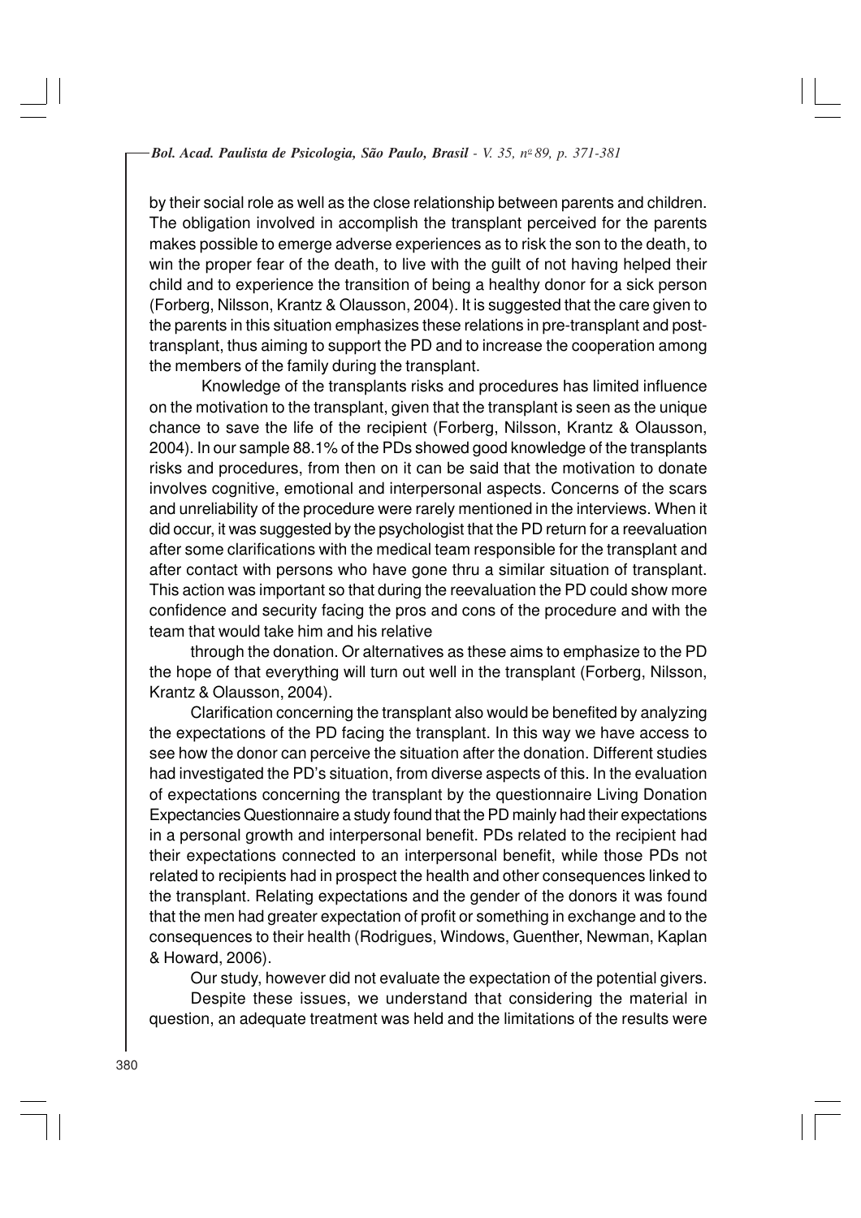by their social role as well as the close relationship between parents and children. The obligation involved in accomplish the transplant perceived for the parents makes possible to emerge adverse experiences as to risk the son to the death, to win the proper fear of the death, to live with the guilt of not having helped their child and to experience the transition of being a healthy donor for a sick person (Forberg, Nilsson, Krantz & Olausson, 2004). It is suggested that the care given to the parents in this situation emphasizes these relations in pre-transplant and post-transplant, thus aiming to support the PD and to increase the cooperation among the members of the family during the transplant.

Knowledge of the transplants risks and procedures has limited influence on the motivation to the transplant, given that the transplant is seen as the unique chance to save the life of the recipient (Forberg, Nilsson, Krantz & Olausson, 2004). In our sample 88.1% of the PDs showed good knowledge of the transplants risks and procedures, from then on it can be said that the motivation to donate involves cognitive, emotional and interpersonal aspects. Concerns of the scars and unreliability of the procedure were rarely mentioned in the interviews. When it did occur, it was suggested by the psychologist that the PD return for a reevaluation after some clarifications with the medical team responsible for the transplant and after contact with persons who have gone thru a similar situation of transplant. This action was important so that during the reevaluation the PD could show more confidence and security facing the pros and cons of the procedure and with the team that would take him and his relative

through the donation. Or alternatives as these aims to emphasize to the PD the hope of that everything will turn out well in the transplant (Forberg, Nilsson, Krantz & Olausson, 2004).

Clarification concerning the transplant also would be benefited by analyzing the expectations of the PD facing the transplant. In this way we have access to see how the donor can perceive the situation after the donation. Different studies had investigated the PD's situation, from diverse aspects of this. In the evaluation of expectations concerning the transplant by the questionnaire Living Donation Expectancies Questionnaire a study found that the PD mainly had their expectations in a personal growth and interpersonal benefit. PDs related to the recipient had their expectations connected to an interpersonal benefit, while those PDs not related to recipients had in prospect the health and other consequences linked to the transplant. Relating expectations and the gender of the donors it was found that the men had greater expectation of profit or something in exchange and to the consequences to their health (Rodrigues, Windows, Guenther, Newman, Kaplan & Howard, 2006).

Our study, however did not evaluate the expectation of the potential givers.

Despite these issues, we understand that considering the material in question, an adequate treatment was held and the limitations of the results were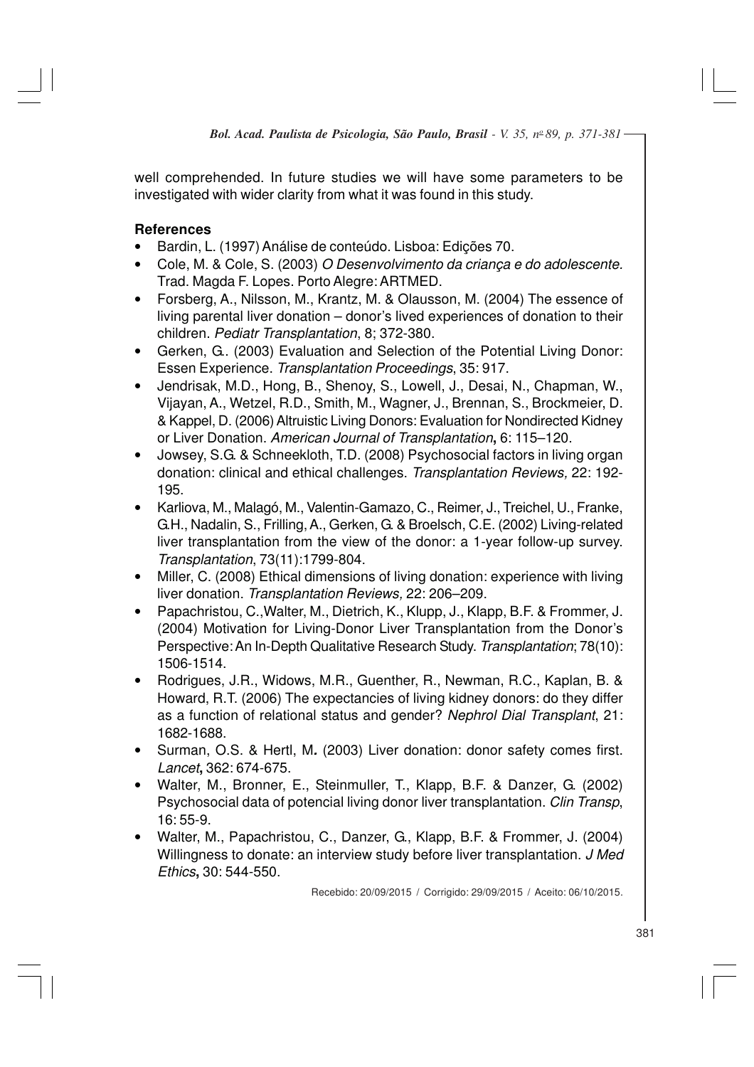well comprehended. In future studies we will have some parameters to be investigated with wider clarity from what it was found in this study.

**References**

- Bardin, L. (1997) Análise de conteúdo. Lisboa: Edições 70.
- Cole, M. & Cole, S. (2003) *O Desenvolvimento da criança e do adolescente.* Trad. Magda F. Lopes. Porto Alegre: ARTMED.
- Forsberg, A., Nilsson, M., Krantz, M. & Olausson, M. (2004) The essence of living parental liver donation – donor's lived experiences of donation to their children. *Pediatr Transplantation*, 8; 372-380.
- Gerken, G.. (2003) Evaluation and Selection of the Potential Living Donor: Essen Experience. *Transplantation Proceedings*, 35: 917.
- Jendrisak, M.D., Hong, B., Shenoy, S., Lowell, J., Desai, N., Chapman, W., Vijayan, A., Wetzel, R.D., Smith, M., Wagner, J., Brennan, S., Brockmeier, D. & Kappel, D. (2006) Altruistic Living Donors: Evaluation for Nondirected Kidney or Liver Donation. *American Journal of Transplantation*, 6: 115–120.
- Jowsey, S.G. & Schneekloth, T.D. (2008) Psychosocial factors in living organ donation: clinical and ethical challenges. *Transplantation Reviews,* 22: 192-195.
- Karliova, M., Malagó, M., Valentin-Gamazo, C., Reimer, J., Treichel, U., Franke, G.H., Nadalin, S., Frilling, A., Gerken, G. & Broelsch, C.E. (2002) Living-related liver transplantation from the view of the donor: a 1-year follow-up survey. *Transplantation*, 73(11):1799-804.
- Miller, C. (2008) Ethical dimensions of living donation: experience with living liver donation. *Transplantation Reviews,* 22: 206–209.
- Papachristou, C.,Walter, M., Dietrich, K., Klupp, J., Klapp, B.F. & Frommer, J. (2004) Motivation for Living-Donor Liver Transplantation from the Donor's Perspective: An In-Depth Qualitative Research Study. *Transplantation*; 78(10): 1506-1514.
- Rodrigues, J.R., Widows, M.R., Guenther, R., Newman, R.C., Kaplan, B. & Howard, R.T. (2006) The expectancies of living kidney donors: do they differ as a function of relational status and gender? *Nephrol Dial Transplant*, 21: 1682-1688.
- Surman, O.S. & Hertl, M**.** (2003) Liver donation: donor safety comes first. *Lancet***,** 362: 674-675.
- Walter, M., Bronner, E., Steinmuller, T., Klapp, B.F. & Danzer, G. (2002) Psychosocial data of potencial living donor liver transplantation. *Clin Transp*, 16: 55-9.
- Walter, M., Papachristou, C., Danzer, G., Klapp, B.F. & Frommer, J. (2004) Willingness to donate: an interview study before liver transplantation. *J Med Ethics***,** 30: 544-550.

Recebido: 20/09/2015 / Corrigido: 29/09/2015 / Aceito: 06/10/2015.